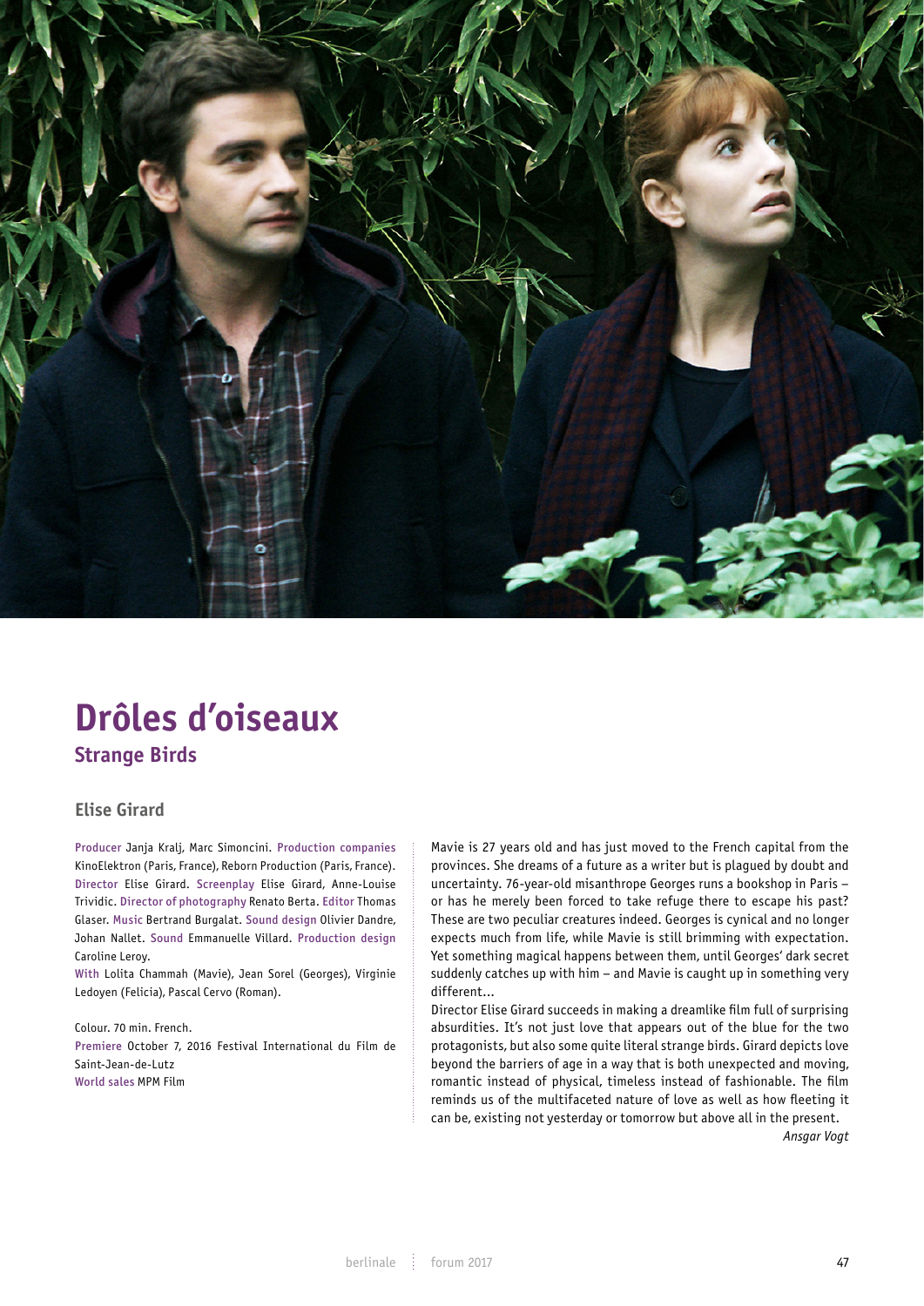# Drôles d'oiseaux

## Strange Birds

### Elise Girard

**Producer** Janja Kralj, Marc Simoncini. **Production companies** KinoElektron (Paris, France), Reborn Production (Paris, France). **Director** Elise Girard. **Screenplay** Elise Girard, Anne-Louise Trividic. **Director of photography** Renato Berta. **Editor** Thomas Glaser. **Music** Bertrand Burgalat. **Sound design** Olivier Dandre, Johan Nallet. **Sound** Emmanuelle Villard. **Production design** Caroline Leroy.
**With** Lolita Chammah (Mavie), Jean Sorel (Georges), Virginie Ledoyen (Felicia), Pascal Cervo (Roman).

Colour. 70 min. French.
**Premiere** October 7, 2016 Festival International du Film de Saint-Jean-de-Lutz
**World sales** MPM Film

Mavie is 27 years old and has just moved to the French capital from the provinces. She dreams of a future as a writer but is plagued by doubt and uncertainty. 76-year-old misanthrope Georges runs a bookshop in Paris – or has he merely been forced to take refuge there to escape his past? These are two peculiar creatures indeed. Georges is cynical and no longer expects much from life, while Mavie is still brimming with expectation. Yet something magical happens between them, until Georges' dark secret suddenly catches up with him – and Mavie is caught up in something very different…

Director Elise Girard succeeds in making a dreamlike film full of surprising absurdities. It's not just love that appears out of the blue for the two protagonists, but also some quite literal strange birds. Girard depicts love beyond the barriers of age in a way that is both unexpected and moving, romantic instead of physical, timeless instead of fashionable. The film reminds us of the multifaceted nature of love as well as how fleeting it can be, existing not yesterday or tomorrow but above all in the present.

*Ansgar Vogt*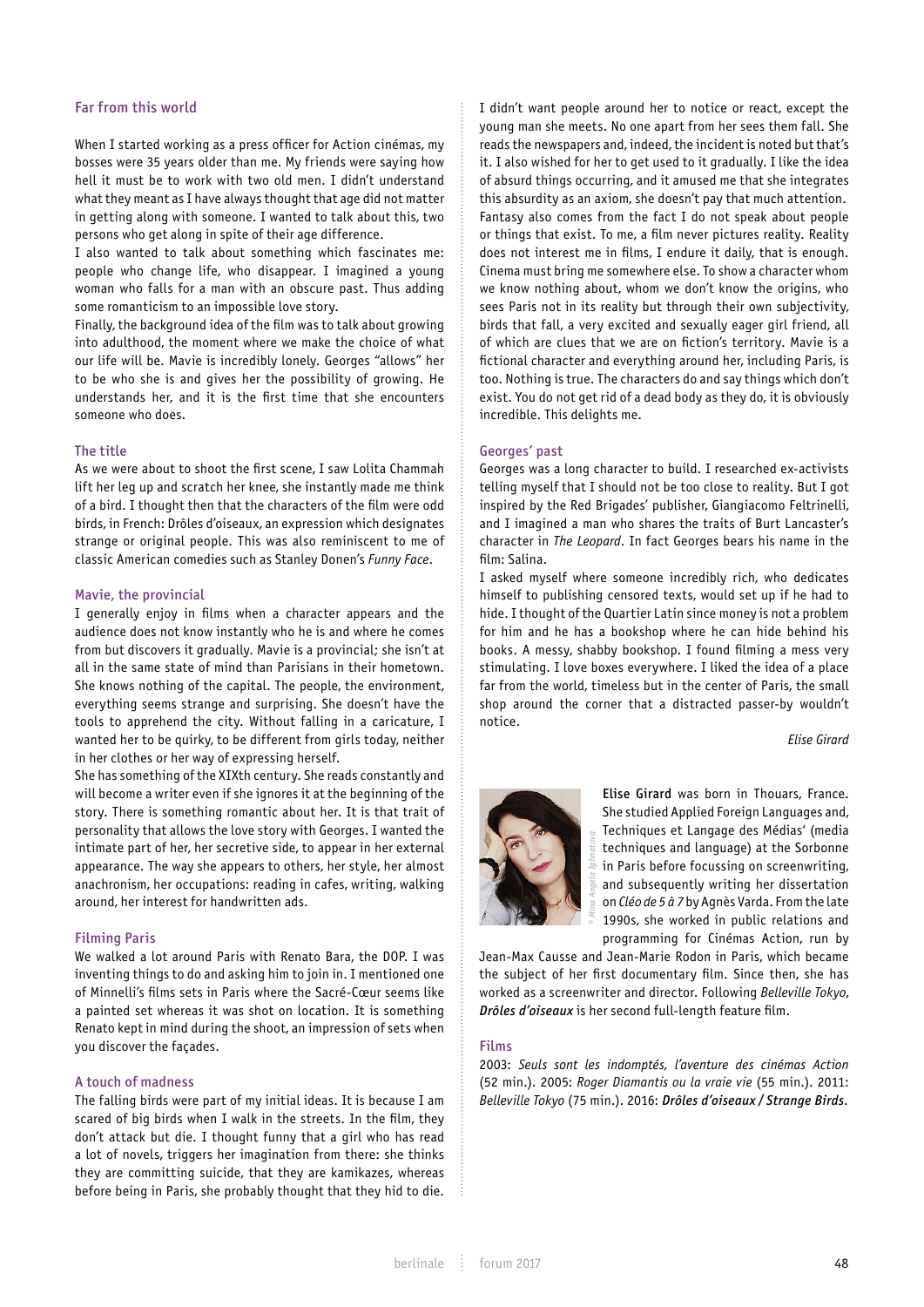## Far from this world

When I started working as a press officer for Action cinémas, my bosses were 35 years older than me. My friends were saying how hell it must be to work with two old men. I didn't understand what they meant as I have always thought that age did not matter in getting along with someone. I wanted to talk about this, two persons who get along in spite of their age difference.

I also wanted to talk about something which fascinates me: people who change life, who disappear. I imagined a young woman who falls for a man with an obscure past. Thus adding some romanticism to an impossible love story.

Finally, the background idea of the film was to talk about growing into adulthood, the moment where we make the choice of what our life will be. Mavie is incredibly lonely. Georges "allows" her to be who she is and gives her the possibility of growing. He understands her, and it is the first time that she encounters someone who does.

## The title

As we were about to shoot the first scene, I saw Lolita Chammah lift her leg up and scratch her knee, she instantly made me think of a bird. I thought then that the characters of the film were odd birds, in French: Drôles d'oiseaux, an expression which designates strange or original people. This was also reminiscent to me of classic American comedies such as Stanley Donen's *Funny Face*.

## Mavie, the provincial

I generally enjoy in films when a character appears and the audience does not know instantly who he is and where he comes from but discovers it gradually. Mavie is a provincial; she isn't at all in the same state of mind than Parisians in their hometown. She knows nothing of the capital. The people, the environment, everything seems strange and surprising. She doesn't have the tools to apprehend the city. Without falling in a caricature, I wanted her to be quirky, to be different from girls today, neither in her clothes or her way of expressing herself.

She has something of the XIXth century. She reads constantly and will become a writer even if she ignores it at the beginning of the story. There is something romantic about her. It is that trait of personality that allows the love story with Georges. I wanted the intimate part of her, her secretive side, to appear in her external appearance. The way she appears to others, her style, her almost anachronism, her occupations: reading in cafes, writing, walking around, her interest for handwritten ads.

## Filming Paris

We walked a lot around Paris with Renato Bara, the DOP. I was inventing things to do and asking him to join in. I mentioned one of Minnelli's films sets in Paris where the Sacré-Cœur seems like a painted set whereas it was shot on location. It is something Renato kept in mind during the shoot, an impression of sets when you discover the façades.

## A touch of madness

The falling birds were part of my initial ideas. It is because I am scared of big birds when I walk in the streets. In the film, they don't attack but die. I thought funny that a girl who has read a lot of novels, triggers her imagination from there: she thinks they are committing suicide, that they are kamikazes, whereas before being in Paris, she probably thought that they hid to die. I didn't want people around her to notice or react, except the young man she meets. No one apart from her sees them fall. She reads the newspapers and, indeed, the incident is noted but that's it. I also wished for her to get used to it gradually. I like the idea of absurd things occurring, and it amused me that she integrates this absurdity as an axiom, she doesn't pay that much attention.

Fantasy also comes from the fact I do not speak about people or things that exist. To me, a film never pictures reality. Reality does not interest me in films, I endure it daily, that is enough. Cinema must bring me somewhere else. To show a character whom we know nothing about, whom we don't know the origins, who sees Paris not in its reality but through their own subjectivity, birds that fall, a very excited and sexually eager girl friend, all of which are clues that we are on fiction's territory. Mavie is a fictional character and everything around her, including Paris, is too. Nothing is true. The characters do and say things which don't exist. You do not get rid of a dead body as they do, it is obviously incredible. This delights me.

## Georges' past

Georges was a long character to build. I researched ex-activists telling myself that I should not be too close to reality. But I got inspired by the Red Brigades' publisher, Giangiacomo Feltrinelli, and I imagined a man who shares the traits of Burt Lancaster's character in *The Leopard*. In fact Georges bears his name in the film: Salina.

I asked myself where someone incredibly rich, who dedicates himself to publishing censored texts, would set up if he had to hide. I thought of the Quartier Latin since money is not a problem for him and he has a bookshop where he can hide behind his books. A messy, shabby bookshop. I found filming a mess very stimulating. I love boxes everywhere. I liked the idea of a place far from the world, timeless but in the center of Paris, the small shop around the corner that a distracted passer-by wouldn't notice.

*Elise Girard*

© Mina Angela Ighnatova

**Elise Girard** was born in Thouars, France. She studied Applied Foreign Languages and, Techniques et Langage des Médias' (media techniques and language) at the Sorbonne in Paris before focussing on screenwriting, and subsequently writing her dissertation on *Cléo de 5 à 7* by Agnès Varda. From the late 1990s, she worked in public relations and programming for Cinémas Action, run by Jean-Max Causse and Jean-Marie Rodon in Paris, which became the subject of her first documentary film. Since then, she has worked as a screenwriter and director. Following *Belleville Tokyo*, ***Drôles d'oiseaux*** is her second full-length feature film.

## Films

2003: *Seuls sont les indomptés, l'aventure des cinémas Action* (52 min.). 2005: *Roger Diamantis ou la vraie vie* (55 min.). 2011: *Belleville Tokyo* (75 min.). 2016: ***Drôles d'oiseaux / Strange Birds***.